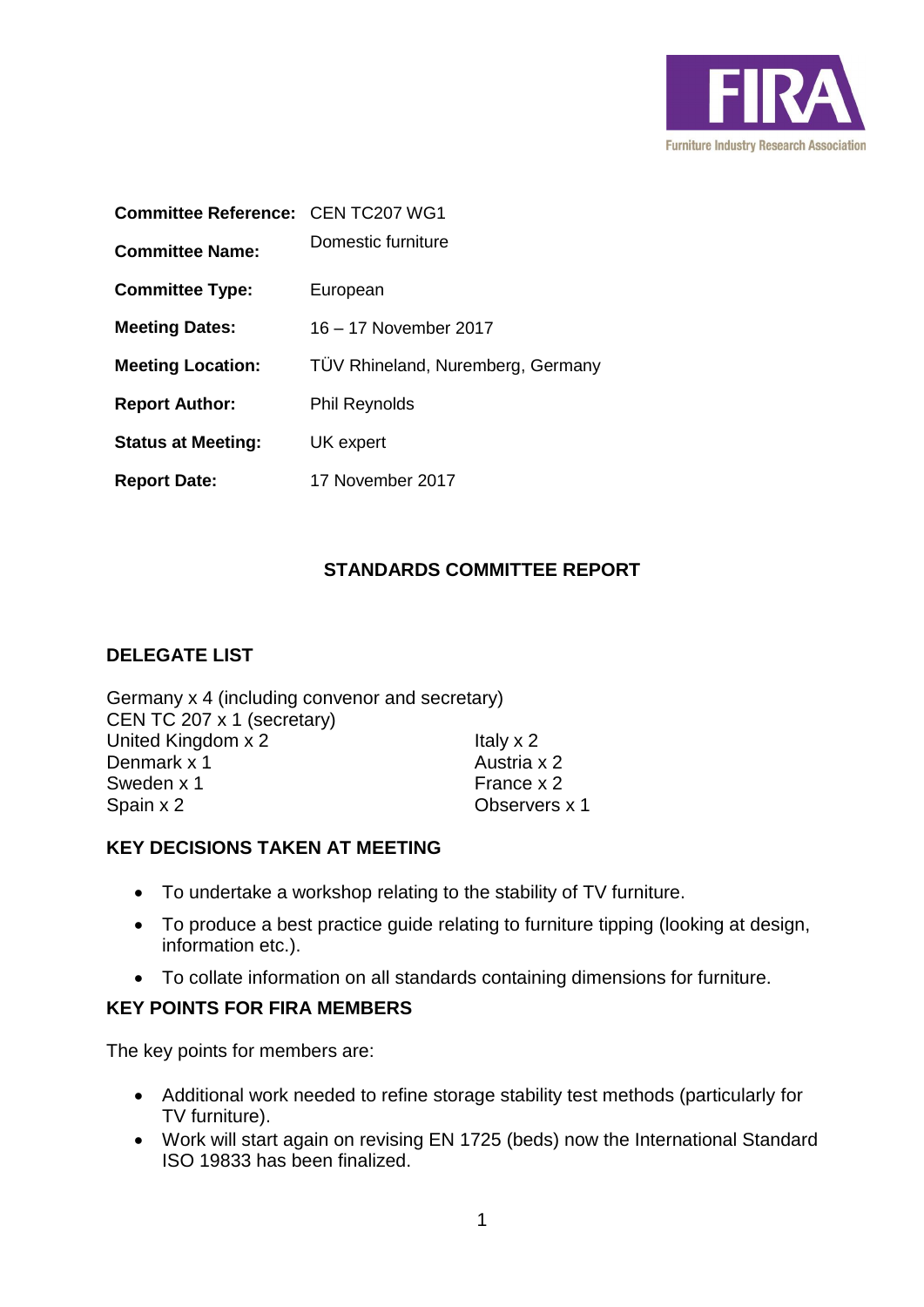FIRA

Furniture Industry Research Association

| | |
|---|---|
| **Committee Reference:** | CEN TC207 WG1 |
| **Committee Name:** | Domestic furniture |
| **Committee Type:** | European |
| **Meeting Dates:** | 16 – 17 November 2017 |
| **Meeting Location:** | TÜV Rhineland, Nuremberg, Germany |
| **Report Author:** | Phil Reynolds |
| **Status at Meeting:** | UK expert |
| **Report Date:** | 17 November 2017 |

## STANDARDS COMMITTEE REPORT

### DELEGATE LIST

Germany x 4 (including convenor and secretary)
CEN TC 207 x 1 (secretary)
United Kingdom x 2
Denmark x 1
Sweden x 1
Spain x 2
Italy x 2
Austria x 2
France x 2
Observers x 1

### KEY DECISIONS TAKEN AT MEETING

- To undertake a workshop relating to the stability of TV furniture.
- To produce a best practice guide relating to furniture tipping (looking at design, information etc.).
- To collate information on all standards containing dimensions for furniture.

### KEY POINTS FOR FIRA MEMBERS

The key points for members are:

- Additional work needed to refine storage stability test methods (particularly for TV furniture).
- Work will start again on revising EN 1725 (beds) now the International Standard ISO 19833 has been finalized.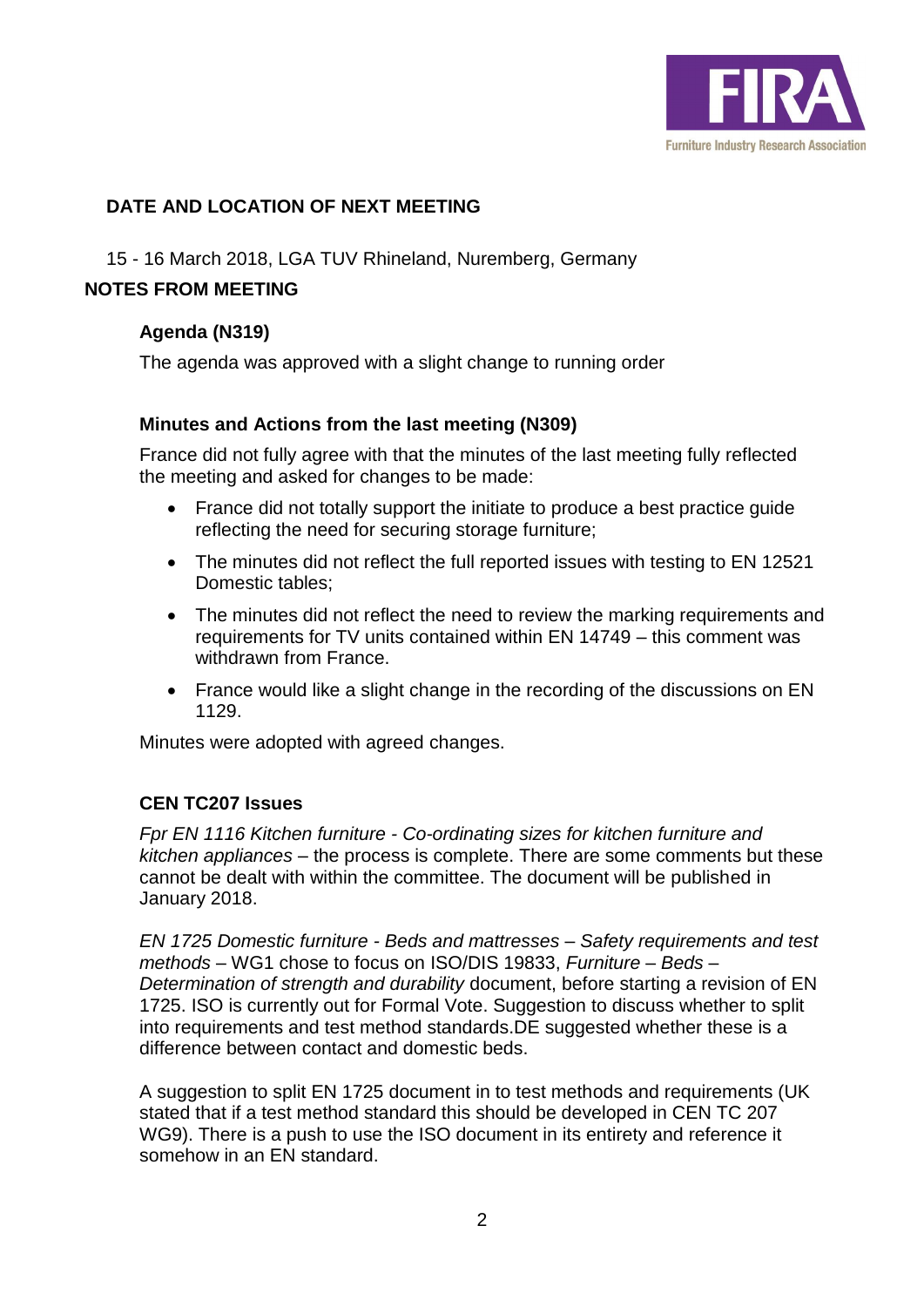## DATE AND LOCATION OF NEXT MEETING

15 - 16 March 2018, LGA TUV Rhineland, Nuremberg, Germany

## NOTES FROM MEETING

### Agenda (N319)

The agenda was approved with a slight change to running order

### Minutes and Actions from the last meeting (N309)

France did not fully agree with that the minutes of the last meeting fully reflected the meeting and asked for changes to be made:

- France did not totally support the initiate to produce a best practice guide reflecting the need for securing storage furniture;
- The minutes did not reflect the full reported issues with testing to EN 12521 Domestic tables;
- The minutes did not reflect the need to review the marking requirements and requirements for TV units contained within EN 14749 – this comment was withdrawn from France.
- France would like a slight change in the recording of the discussions on EN 1129.

Minutes were adopted with agreed changes.

### CEN TC207 Issues

*Fpr EN 1116 Kitchen furniture - Co-ordinating sizes for kitchen furniture and kitchen appliances* – the process is complete. There are some comments but these cannot be dealt with within the committee. The document will be published in January 2018.

*EN 1725 Domestic furniture - Beds and mattresses – Safety requirements and test methods* – WG1 chose to focus on ISO/DIS 19833, *Furniture – Beds – Determination of strength and durability* document, before starting a revision of EN 1725. ISO is currently out for Formal Vote. Suggestion to discuss whether to split into requirements and test method standards.DE suggested whether these is a difference between contact and domestic beds.

A suggestion to split EN 1725 document in to test methods and requirements (UK stated that if a test method standard this should be developed in CEN TC 207 WG9). There is a push to use the ISO document in its entirety and reference it somehow in an EN standard.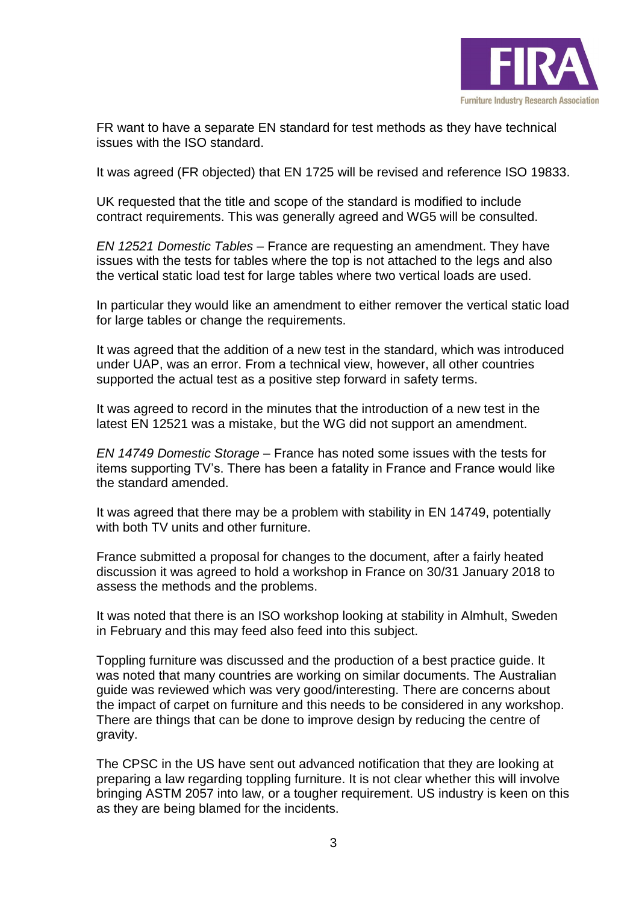FR want to have a separate EN standard for test methods as they have technical issues with the ISO standard.

It was agreed (FR objected) that EN 1725 will be revised and reference ISO 19833.

UK requested that the title and scope of the standard is modified to include contract requirements. This was generally agreed and WG5 will be consulted.

*EN 12521 Domestic Tables* – France are requesting an amendment. They have issues with the tests for tables where the top is not attached to the legs and also the vertical static load test for large tables where two vertical loads are used.

In particular they would like an amendment to either remover the vertical static load for large tables or change the requirements.

It was agreed that the addition of a new test in the standard, which was introduced under UAP, was an error. From a technical view, however, all other countries supported the actual test as a positive step forward in safety terms.

It was agreed to record in the minutes that the introduction of a new test in the latest EN 12521 was a mistake, but the WG did not support an amendment.

*EN 14749 Domestic Storage* – France has noted some issues with the tests for items supporting TV's. There has been a fatality in France and France would like the standard amended.

It was agreed that there may be a problem with stability in EN 14749, potentially with both TV units and other furniture.

France submitted a proposal for changes to the document, after a fairly heated discussion it was agreed to hold a workshop in France on 30/31 January 2018 to assess the methods and the problems.

It was noted that there is an ISO workshop looking at stability in Almhult, Sweden in February and this may feed also feed into this subject.

Toppling furniture was discussed and the production of a best practice guide. It was noted that many countries are working on similar documents. The Australian guide was reviewed which was very good/interesting. There are concerns about the impact of carpet on furniture and this needs to be considered in any workshop. There are things that can be done to improve design by reducing the centre of gravity.

The CPSC in the US have sent out advanced notification that they are looking at preparing a law regarding toppling furniture. It is not clear whether this will involve bringing ASTM 2057 into law, or a tougher requirement. US industry is keen on this as they are being blamed for the incidents.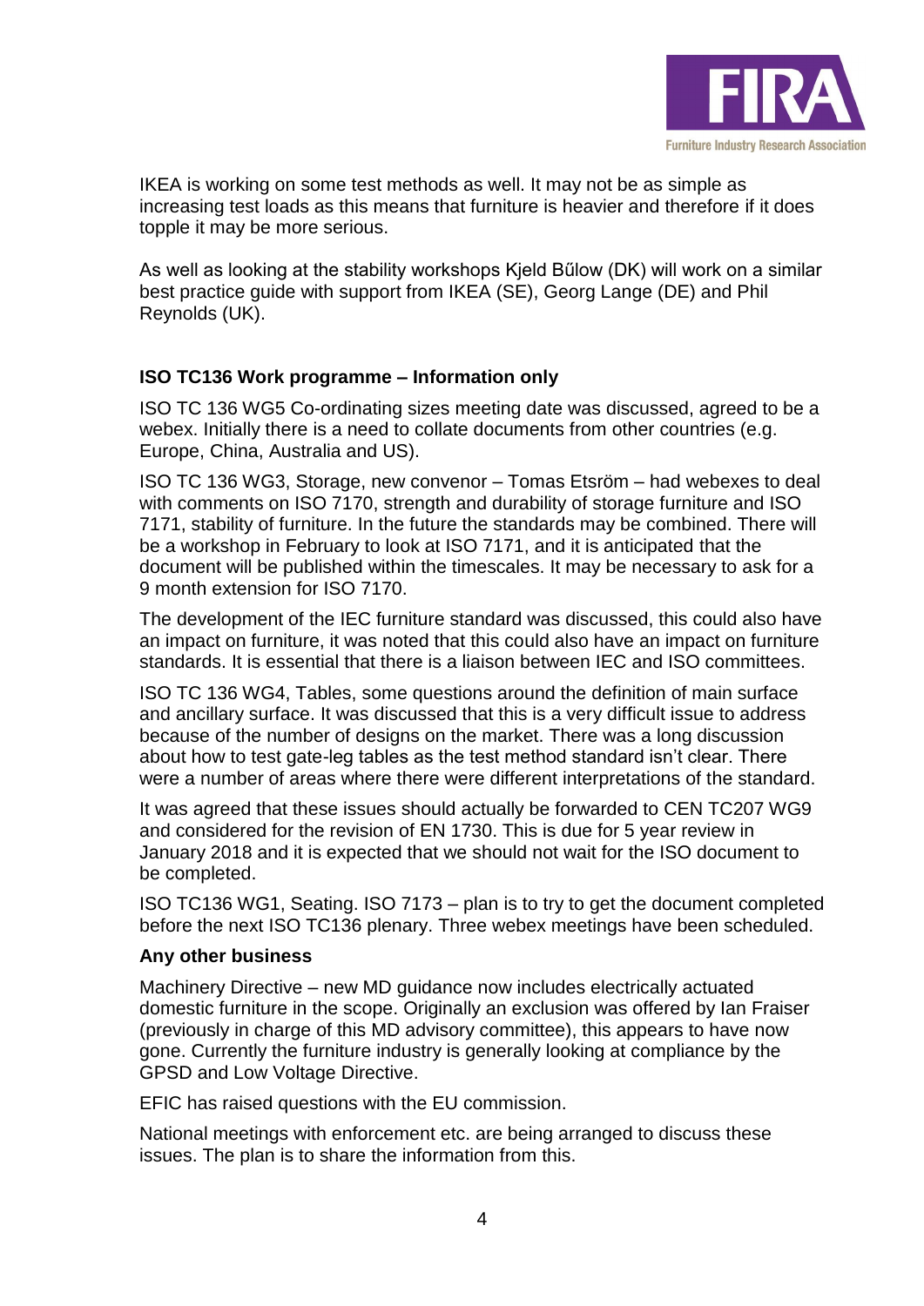IKEA is working on some test methods as well. It may not be as simple as increasing test loads as this means that furniture is heavier and therefore if it does topple it may be more serious.

As well as looking at the stability workshops Kjeld Bűlow (DK) will work on a similar best practice guide with support from IKEA (SE), Georg Lange (DE) and Phil Reynolds (UK).

**ISO TC136 Work programme – Information only**

ISO TC 136 WG5 Co-ordinating sizes meeting date was discussed, agreed to be a webex. Initially there is a need to collate documents from other countries (e.g. Europe, China, Australia and US).

ISO TC 136 WG3, Storage, new convenor – Tomas Etsröm – had webexes to deal with comments on ISO 7170, strength and durability of storage furniture and ISO 7171, stability of furniture. In the future the standards may be combined. There will be a workshop in February to look at ISO 7171, and it is anticipated that the document will be published within the timescales. It may be necessary to ask for a 9 month extension for ISO 7170.

The development of the IEC furniture standard was discussed, this could also have an impact on furniture, it was noted that this could also have an impact on furniture standards. It is essential that there is a liaison between IEC and ISO committees.

ISO TC 136 WG4, Tables, some questions around the definition of main surface and ancillary surface. It was discussed that this is a very difficult issue to address because of the number of designs on the market. There was a long discussion about how to test gate-leg tables as the test method standard isn't clear. There were a number of areas where there were different interpretations of the standard.

It was agreed that these issues should actually be forwarded to CEN TC207 WG9 and considered for the revision of EN 1730. This is due for 5 year review in January 2018 and it is expected that we should not wait for the ISO document to be completed.

ISO TC136 WG1, Seating. ISO 7173 – plan is to try to get the document completed before the next ISO TC136 plenary. Three webex meetings have been scheduled.

**Any other business**

Machinery Directive – new MD guidance now includes electrically actuated domestic furniture in the scope. Originally an exclusion was offered by Ian Fraiser (previously in charge of this MD advisory committee), this appears to have now gone. Currently the furniture industry is generally looking at compliance by the GPSD and Low Voltage Directive.

EFIC has raised questions with the EU commission.

National meetings with enforcement etc. are being arranged to discuss these issues. The plan is to share the information from this.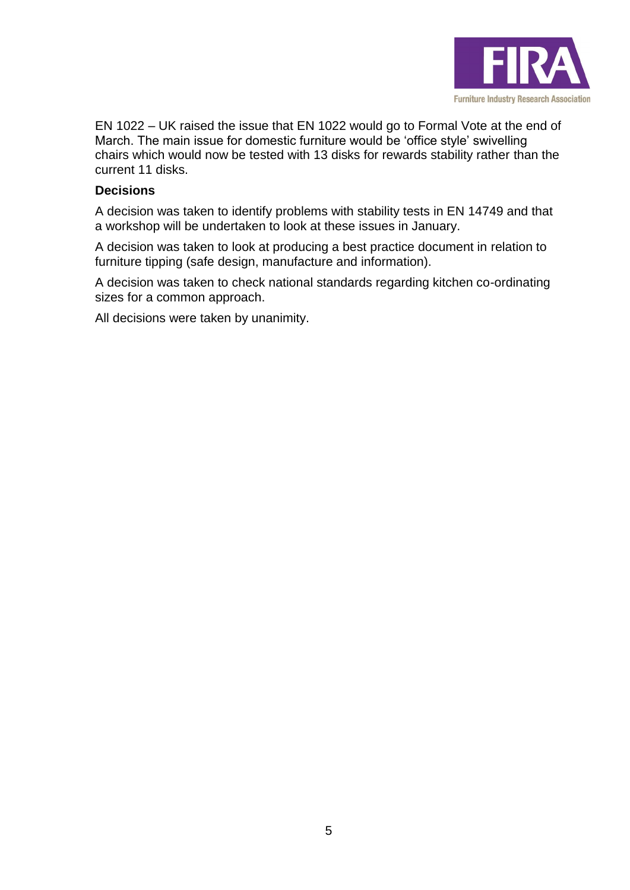EN 1022 – UK raised the issue that EN 1022 would go to Formal Vote at the end of March. The main issue for domestic furniture would be 'office style' swivelling chairs which would now be tested with 13 disks for rewards stability rather than the current 11 disks.

**Decisions**

A decision was taken to identify problems with stability tests in EN 14749 and that a workshop will be undertaken to look at these issues in January.

A decision was taken to look at producing a best practice document in relation to furniture tipping (safe design, manufacture and information).

A decision was taken to check national standards regarding kitchen co-ordinating sizes for a common approach.

All decisions were taken by unanimity.